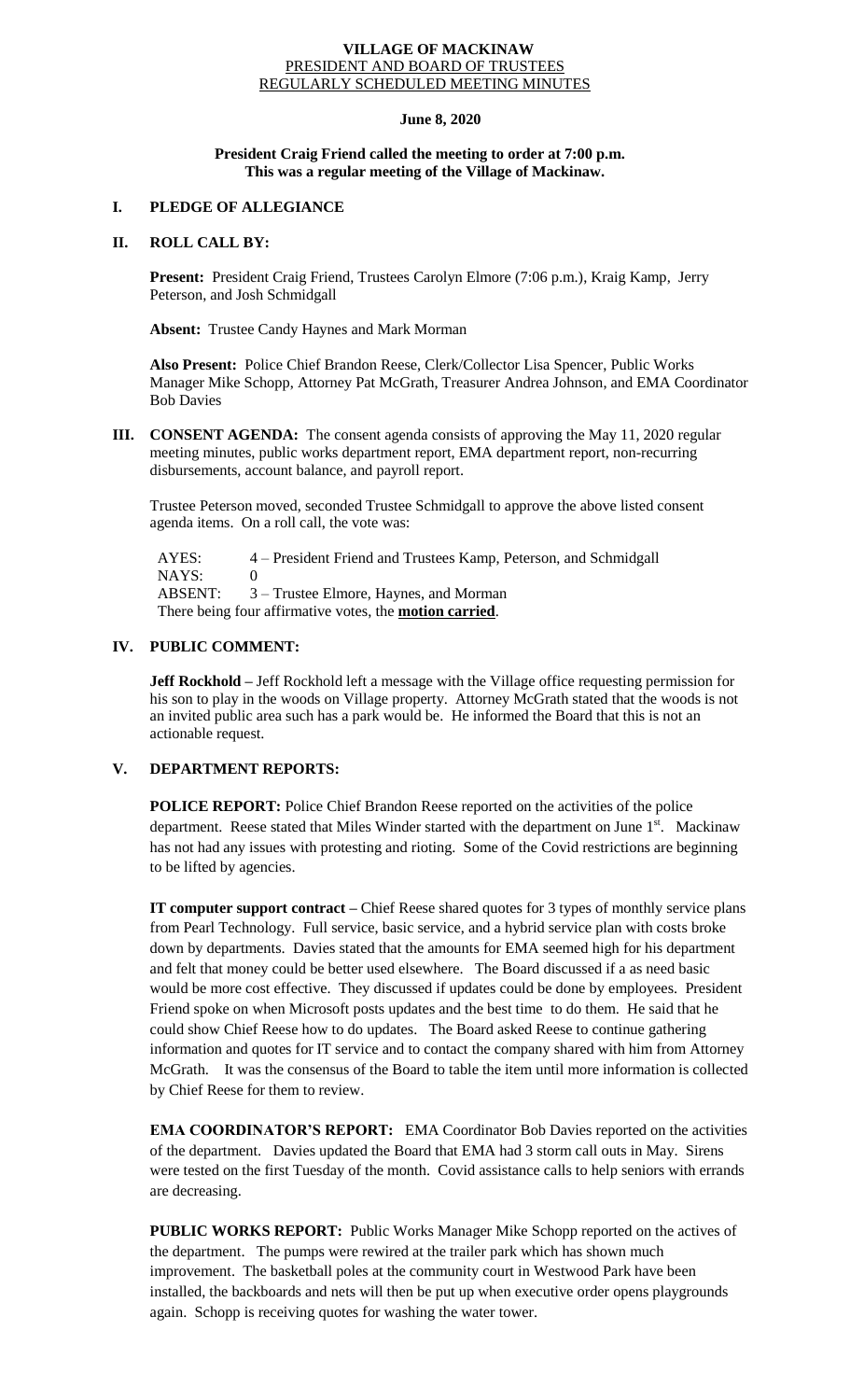**VILLAGE OF MACKINAW**
PRESIDENT AND BOARD OF TRUSTEES
REGULARLY SCHEDULED MEETING MINUTES

**June 8, 2020**

**President Craig Friend called the meeting to order at 7:00 p.m.**
**This was a regular meeting of the Village of Mackinaw.**

## I. PLEDGE OF ALLEGIANCE

## II. ROLL CALL BY:

**Present:** President Craig Friend, Trustees Carolyn Elmore (7:06 p.m.), Kraig Kamp, Jerry Peterson, and Josh Schmidgall

**Absent:** Trustee Candy Haynes and Mark Morman

**Also Present:** Police Chief Brandon Reese, Clerk/Collector Lisa Spencer, Public Works Manager Mike Schopp, Attorney Pat McGrath, Treasurer Andrea Johnson, and EMA Coordinator Bob Davies

## III. CONSENT AGENDA:

The consent agenda consists of approving the May 11, 2020 regular meeting minutes, public works department report, EMA department report, non-recurring disbursements, account balance, and payroll report.

Trustee Peterson moved, seconded Trustee Schmidgall to approve the above listed consent agenda items. On a roll call, the vote was:

AYES: 4 – President Friend and Trustees Kamp, Peterson, and Schmidgall
NAYS: 0
ABSENT: 3 – Trustee Elmore, Haynes, and Morman
There being four affirmative votes, the **motion carried**.

## IV. PUBLIC COMMENT:

**Jeff Rockhold –** Jeff Rockhold left a message with the Village office requesting permission for his son to play in the woods on Village property. Attorney McGrath stated that the woods is not an invited public area such has a park would be. He informed the Board that this is not an actionable request.

## V. DEPARTMENT REPORTS:

**POLICE REPORT:** Police Chief Brandon Reese reported on the activities of the police department. Reese stated that Miles Winder started with the department on June 1st. Mackinaw has not had any issues with protesting and rioting. Some of the Covid restrictions are beginning to be lifted by agencies.

**IT computer support contract –** Chief Reese shared quotes for 3 types of monthly service plans from Pearl Technology. Full service, basic service, and a hybrid service plan with costs broke down by departments. Davies stated that the amounts for EMA seemed high for his department and felt that money could be better used elsewhere. The Board discussed if a as need basic would be more cost effective. They discussed if updates could be done by employees. President Friend spoke on when Microsoft posts updates and the best time to do them. He said that he could show Chief Reese how to do updates. The Board asked Reese to continue gathering information and quotes for IT service and to contact the company shared with him from Attorney McGrath. It was the consensus of the Board to table the item until more information is collected by Chief Reese for them to review.

**EMA COORDINATOR'S REPORT:** EMA Coordinator Bob Davies reported on the activities of the department. Davies updated the Board that EMA had 3 storm call outs in May. Sirens were tested on the first Tuesday of the month. Covid assistance calls to help seniors with errands are decreasing.

**PUBLIC WORKS REPORT:** Public Works Manager Mike Schopp reported on the actives of the department. The pumps were rewired at the trailer park which has shown much improvement. The basketball poles at the community court in Westwood Park have been installed, the backboards and nets will then be put up when executive order opens playgrounds again. Schopp is receiving quotes for washing the water tower.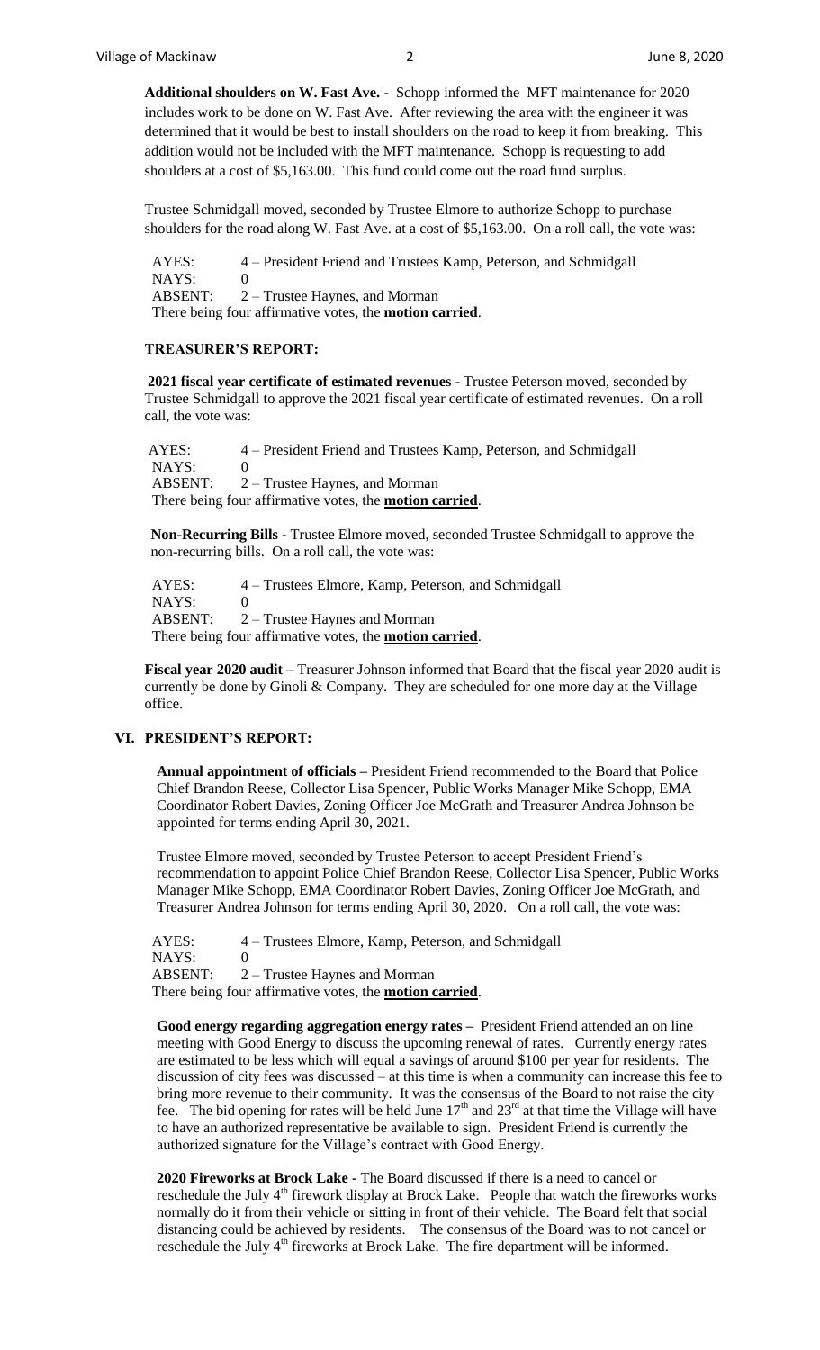**Additional shoulders on W. Fast Ave. -** Schopp informed the MFT maintenance for 2020 includes work to be done on W. Fast Ave. After reviewing the area with the engineer it was determined that it would be best to install shoulders on the road to keep it from breaking. This addition would not be included with the MFT maintenance. Schopp is requesting to add shoulders at a cost of $5,163.00. This fund could come out the road fund surplus.

Trustee Schmidgall moved, seconded by Trustee Elmore to authorize Schopp to purchase shoulders for the road along W. Fast Ave. at a cost of $5,163.00. On a roll call, the vote was:

AYES: 4 – President Friend and Trustees Kamp, Peterson, and Schmidgall
NAYS: 0
ABSENT: 2 – Trustee Haynes, and Morman
There being four affirmative votes, the **motion carried**.

### TREASURER'S REPORT:

**2021 fiscal year certificate of estimated revenues -** Trustee Peterson moved, seconded by Trustee Schmidgall to approve the 2021 fiscal year certificate of estimated revenues. On a roll call, the vote was:

AYES: 4 – President Friend and Trustees Kamp, Peterson, and Schmidgall
NAYS: 0
ABSENT: 2 – Trustee Haynes, and Morman
There being four affirmative votes, the **motion carried**.

**Non-Recurring Bills -** Trustee Elmore moved, seconded Trustee Schmidgall to approve the non-recurring bills. On a roll call, the vote was:

AYES: 4 – Trustees Elmore, Kamp, Peterson, and Schmidgall
NAYS: 0
ABSENT: 2 – Trustee Haynes and Morman
There being four affirmative votes, the **motion carried**.

**Fiscal year 2020 audit –** Treasurer Johnson informed that Board that the fiscal year 2020 audit is currently be done by Ginoli & Company. They are scheduled for one more day at the Village office.

## VI. PRESIDENT'S REPORT:

**Annual appointment of officials –** President Friend recommended to the Board that Police Chief Brandon Reese, Collector Lisa Spencer, Public Works Manager Mike Schopp, EMA Coordinator Robert Davies, Zoning Officer Joe McGrath and Treasurer Andrea Johnson be appointed for terms ending April 30, 2021.

Trustee Elmore moved, seconded by Trustee Peterson to accept President Friend's recommendation to appoint Police Chief Brandon Reese, Collector Lisa Spencer, Public Works Manager Mike Schopp, EMA Coordinator Robert Davies, Zoning Officer Joe McGrath, and Treasurer Andrea Johnson for terms ending April 30, 2020. On a roll call, the vote was:

AYES: 4 – Trustees Elmore, Kamp, Peterson, and Schmidgall
NAYS: 0
ABSENT: 2 – Trustee Haynes and Morman
There being four affirmative votes, the **motion carried**.

**Good energy regarding aggregation energy rates –** President Friend attended an on line meeting with Good Energy to discuss the upcoming renewal of rates. Currently energy rates are estimated to be less which will equal a savings of around $100 per year for residents. The discussion of city fees was discussed – at this time is when a community can increase this fee to bring more revenue to their community. It was the consensus of the Board to not raise the city fee. The bid opening for rates will be held June 17th and 23rd at that time the Village will have to have an authorized representative be available to sign. President Friend is currently the authorized signature for the Village's contract with Good Energy.

**2020 Fireworks at Brock Lake -** The Board discussed if there is a need to cancel or reschedule the July 4th firework display at Brock Lake. People that watch the fireworks works normally do it from their vehicle or sitting in front of their vehicle. The Board felt that social distancing could be achieved by residents. The consensus of the Board was to not cancel or reschedule the July 4th fireworks at Brock Lake. The fire department will be informed.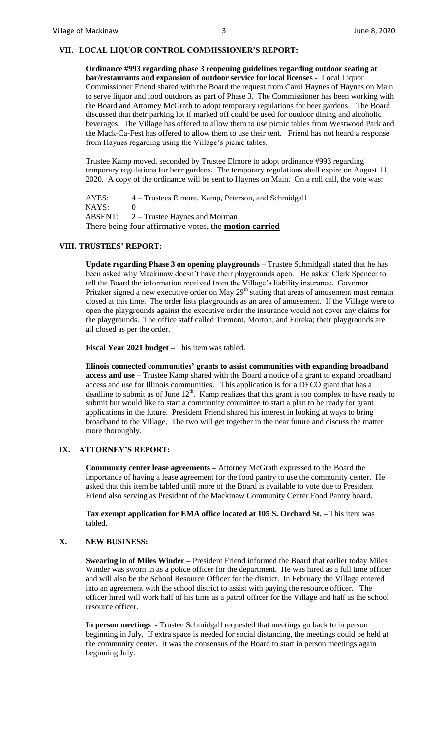## VII. LOCAL LIQUOR CONTROL COMMISSIONER'S REPORT:

**Ordinance #993 regarding phase 3 reopening guidelines regarding outdoor seating at bar/restaurants and expansion of outdoor service for local licenses -** Local Liquor Commissioner Friend shared with the Board the request from Carol Haynes of Haynes on Main to serve liquor and food outdoors as part of Phase 3. The Commissioner has been working with the Board and Attorney McGrath to adopt temporary regulations for beer gardens. The Board discussed that their parking lot if marked off could be used for outdoor dining and alcoholic beverages. The Village has offered to allow them to use picnic tables from Westwood Park and the Mack-Ca-Fest has offered to allow them to use their tent. Friend has not heard a response from Haynes regarding using the Village's picnic tables.

Trustee Kamp moved, seconded by Trustee Elmore to adopt ordinance #993 regarding temporary regulations for beer gardens. The temporary regulations shall expire on August 11, 2020. A copy of the ordinance will be sent to Haynes on Main. On a roll call, the vote was:

AYES: 4 – Trustees Elmore, Kamp, Peterson, and Schmidgall
NAYS: 0
ABSENT: 2 – Trustee Haynes and Morman
There being four affirmative votes, the **motion carried**

## VIII. TRUSTEES' REPORT:

**Update regarding Phase 3 on opening playgrounds –** Trustee Schmidgall stated that he has been asked why Mackinaw doesn't have their playgrounds open. He asked Clerk Spencer to tell the Board the information received from the Village's liability insurance. Governor Pritzker signed a new executive order on May 29th stating that areas of amusement must remain closed at this time. The order lists playgrounds as an area of amusement. If the Village were to open the playgrounds against the executive order the insurance would not cover any claims for the playgrounds. The office staff called Tremont, Morton, and Eureka; their playgrounds are all closed as per the order.

**Fiscal Year 2021 budget –** This item was tabled.

**Illinois connected communities' grants to assist communities with expanding broadband access and use –** Trustee Kamp shared with the Board a notice of a grant to expand broadband access and use for Illinois communities. This application is for a DECO grant that has a deadline to submit as of June 12th. Kamp realizes that this grant is too complex to have ready to submit but would like to start a community committee to start a plan to be ready for grant applications in the future. President Friend shared his interest in looking at ways to bring broadband to the Village. The two will get together in the near future and discuss the matter more thoroughly.

## IX. ATTORNEY'S REPORT:

**Community center lease agreements –** Attorney McGrath expressed to the Board the importance of having a lease agreement for the food pantry to use the community center. He asked that this item be tabled until more of the Board is available to vote due to President Friend also serving as President of the Mackinaw Community Center Food Pantry board.

**Tax exempt application for EMA office located at 105 S. Orchard St. –** This item was tabled.

## X. NEW BUSINESS:

**Swearing in of Miles Winder –** President Friend informed the Board that earlier today Miles Winder was sworn in as a police officer for the department. He was hired as a full time officer and will also be the School Resource Officer for the district. In February the Village entered into an agreement with the school district to assist with paying the resource officer. The officer hired will work half of his time as a patrol officer for the Village and half as the school resource officer.

**In person meetings -** Trustee Schmidgall requested that meetings go back to in person beginning in July. If extra space is needed for social distancing, the meetings could be held at the community center. It was the consensus of the Board to start in person meetings again beginning July.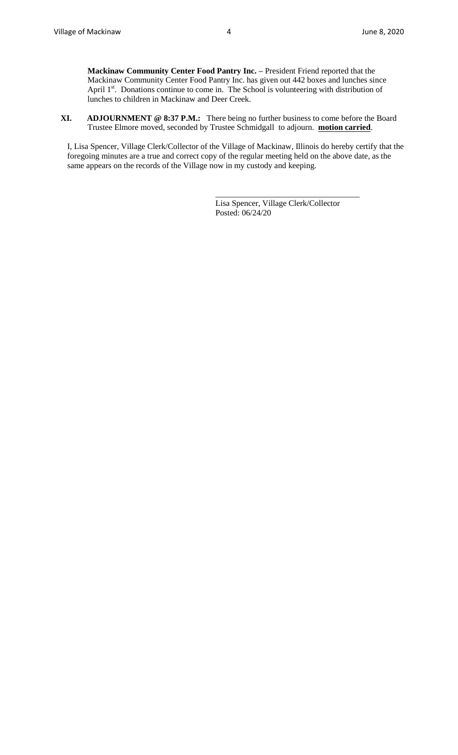**Mackinaw Community Center Food Pantry Inc. –** President Friend reported that the Mackinaw Community Center Food Pantry Inc. has given out 442 boxes and lunches since April 1st. Donations continue to come in. The School is volunteering with distribution of lunches to children in Mackinaw and Deer Creek.

**XI. ADJOURNMENT @ 8:37 P.M.:** There being no further business to come before the Board Trustee Elmore moved, seconded by Trustee Schmidgall to adjourn. **motion carried**.

I, Lisa Spencer, Village Clerk/Collector of the Village of Mackinaw, Illinois do hereby certify that the foregoing minutes are a true and correct copy of the regular meeting held on the above date, as the same appears on the records of the Village now in my custody and keeping.

___________________________________

Lisa Spencer, Village Clerk/Collector
Posted: 06/24/20